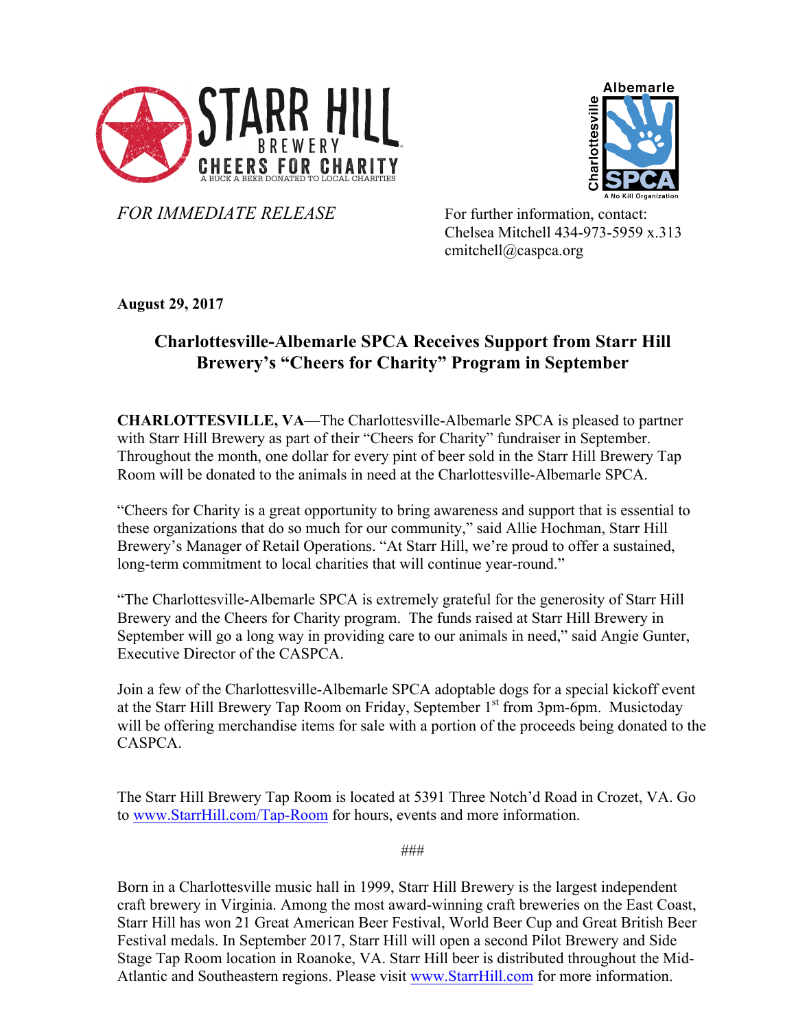STARR HILL BREWERY CHEERS FOR CHARITY
A BUCK A BEER DONATED TO LOCAL CHARITIES

Charlottesville Albemarle SPCA
A No Kill Organization

*FOR IMMEDIATE RELEASE*

For further information, contact:
Chelsea Mitchell 434-973-5959 x.313
cmitchell@caspca.org

**August 29, 2017**

## Charlottesville-Albemarle SPCA Receives Support from Starr Hill Brewery's "Cheers for Charity" Program in September

**CHARLOTTESVILLE, VA**—The Charlottesville-Albemarle SPCA is pleased to partner with Starr Hill Brewery as part of their "Cheers for Charity" fundraiser in September. Throughout the month, one dollar for every pint of beer sold in the Starr Hill Brewery Tap Room will be donated to the animals in need at the Charlottesville-Albemarle SPCA.

"Cheers for Charity is a great opportunity to bring awareness and support that is essential to these organizations that do so much for our community," said Allie Hochman, Starr Hill Brewery's Manager of Retail Operations. "At Starr Hill, we're proud to offer a sustained, long-term commitment to local charities that will continue year-round."

"The Charlottesville-Albemarle SPCA is extremely grateful for the generosity of Starr Hill Brewery and the Cheers for Charity program. The funds raised at Starr Hill Brewery in September will go a long way in providing care to our animals in need," said Angie Gunter, Executive Director of the CASPCA.

Join a few of the Charlottesville-Albemarle SPCA adoptable dogs for a special kickoff event at the Starr Hill Brewery Tap Room on Friday, September 1st from 3pm-6pm. Musictoday will be offering merchandise items for sale with a portion of the proceeds being donated to the CASPCA.

The Starr Hill Brewery Tap Room is located at 5391 Three Notch'd Road in Crozet, VA. Go to www.StarrHill.com/Tap-Room for hours, events and more information.

###

Born in a Charlottesville music hall in 1999, Starr Hill Brewery is the largest independent craft brewery in Virginia. Among the most award-winning craft breweries on the East Coast, Starr Hill has won 21 Great American Beer Festival, World Beer Cup and Great British Beer Festival medals. In September 2017, Starr Hill will open a second Pilot Brewery and Side Stage Tap Room location in Roanoke, VA. Starr Hill beer is distributed throughout the Mid-Atlantic and Southeastern regions. Please visit www.StarrHill.com for more information.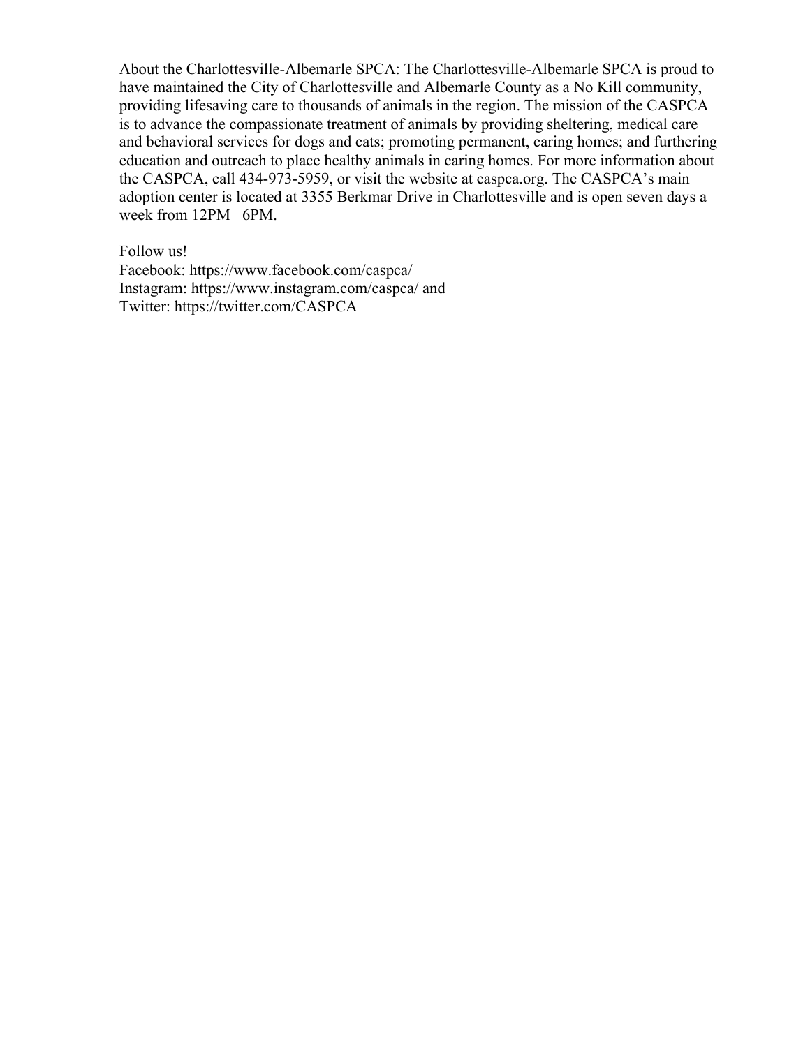About the Charlottesville-Albemarle SPCA: The Charlottesville-Albemarle SPCA is proud to have maintained the City of Charlottesville and Albemarle County as a No Kill community, providing lifesaving care to thousands of animals in the region. The mission of the CASPCA is to advance the compassionate treatment of animals by providing sheltering, medical care and behavioral services for dogs and cats; promoting permanent, caring homes; and furthering education and outreach to place healthy animals in caring homes. For more information about the CASPCA, call 434-973-5959, or visit the website at caspca.org. The CASPCA's main adoption center is located at 3355 Berkmar Drive in Charlottesville and is open seven days a week from 12PM– 6PM.

Follow us!  
Facebook: https://www.facebook.com/caspca/  
Instagram: https://www.instagram.com/caspca/ and  
Twitter: https://twitter.com/CASPCA